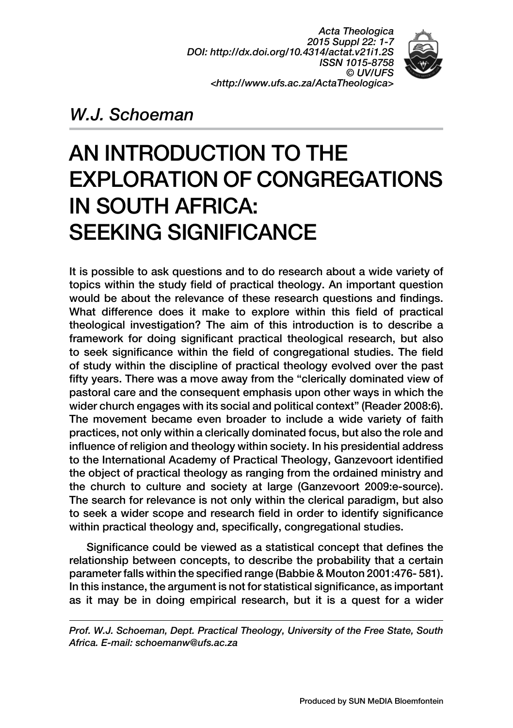*W.J. Schoeman*

# AN INTRODUCTION TO THE EXPLORATION OF CONGREGATIONS IN SOUTH AFRICA: SEEKING SIGNIFICANCE

It is possible to ask questions and to do research about a wide variety of topics within the study field of practical theology. An important question would be about the relevance of these research questions and findings. What difference does it make to explore within this field of practical theological investigation? The aim of this introduction is to describe a framework for doing significant practical theological research, but also to seek significance within the field of congregational studies. The field of study within the discipline of practical theology evolved over the past fifty years. There was a move away from the "clerically dominated view of pastoral care and the consequent emphasis upon other ways in which the wider church engages with its social and political context" (Reader 2008:6). The movement became even broader to include a wide variety of faith practices, not only within a clerically dominated focus, but also the role and influence of religion and theology within society. In his presidential address to the International Academy of Practical Theology, Ganzevoort identified the object of practical theology as ranging from the ordained ministry and the church to culture and society at large (Ganzevoort 2009:e-source). The search for relevance is not only within the clerical paradigm, but also to seek a wider scope and research field in order to identify significance within practical theology and, specifically, congregational studies.

Significance could be viewed as a statistical concept that defines the relationship between concepts, to describe the probability that a certain parameter falls within the specified range (Babbie & Mouton 2001:476- 581). In this instance, the argument is not for statistical significance, as important as it may be in doing empirical research, but it is a quest for a wider

*Prof. W.J. Schoeman, Dept. Practical Theology, University of the Free State, South Africa. E-mail: schoemanw@ufs.ac.za*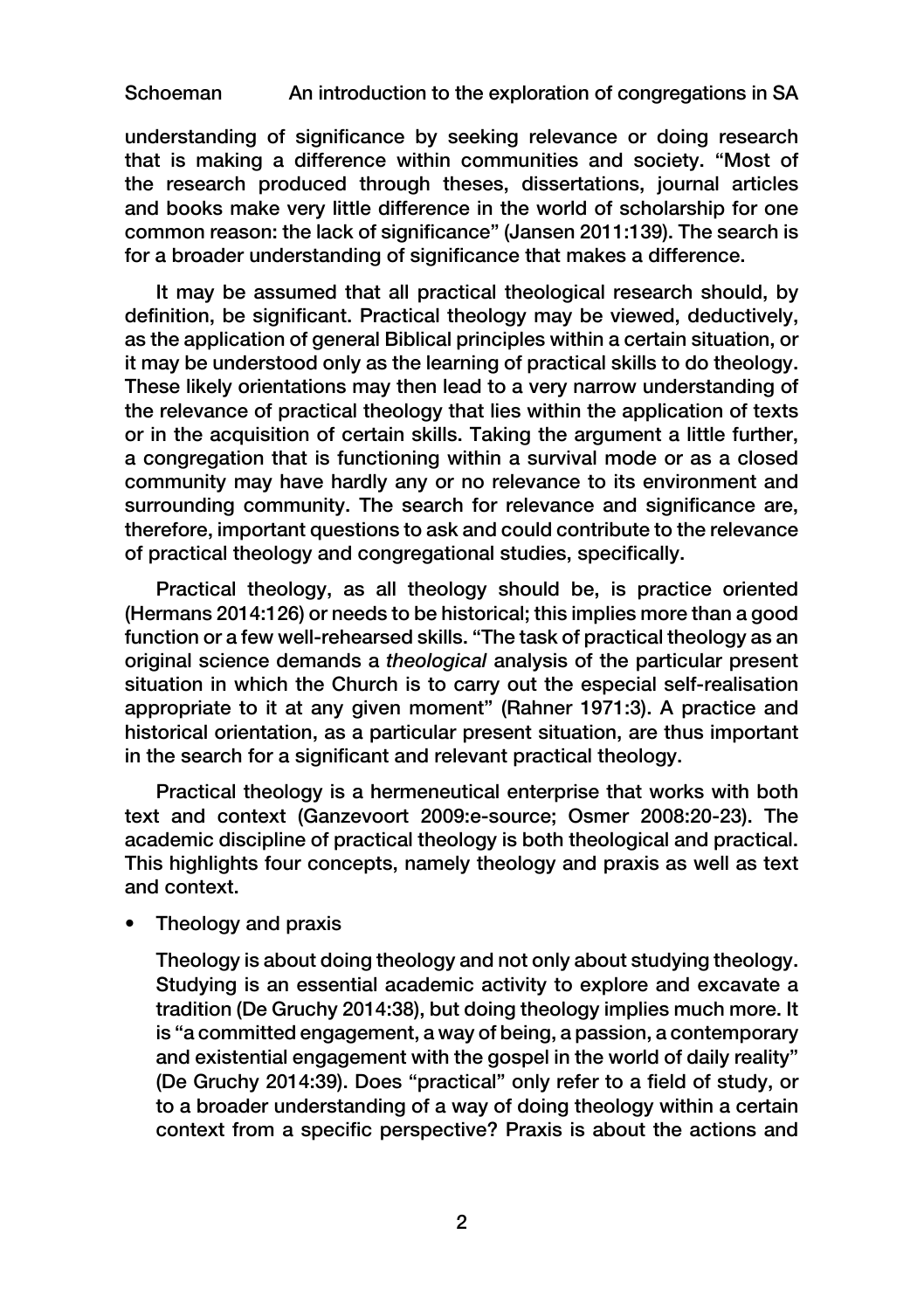understanding of significance by seeking relevance or doing research that is making a difference within communities and society. "Most of the research produced through theses, dissertations, journal articles and books make very little difference in the world of scholarship for one common reason: the lack of significance" (Jansen 2011:139). The search is for a broader understanding of significance that makes a difference.

It may be assumed that all practical theological research should, by definition, be significant. Practical theology may be viewed, deductively, as the application of general Biblical principles within a certain situation, or it may be understood only as the learning of practical skills to do theology. These likely orientations may then lead to a very narrow understanding of the relevance of practical theology that lies within the application of texts or in the acquisition of certain skills. Taking the argument a little further, a congregation that is functioning within a survival mode or as a closed community may have hardly any or no relevance to its environment and surrounding community. The search for relevance and significance are, therefore, important questions to ask and could contribute to the relevance of practical theology and congregational studies, specifically.

Practical theology, as all theology should be, is practice oriented (Hermans 2014:126) or needs to be historical; this implies more than a good function or a few well-rehearsed skills. "The task of practical theology as an original science demands a *theological* analysis of the particular present situation in which the Church is to carry out the especial self-realisation appropriate to it at any given moment" (Rahner 1971:3). A practice and historical orientation, as a particular present situation, are thus important in the search for a significant and relevant practical theology.

Practical theology is a hermeneutical enterprise that works with both text and context (Ganzevoort 2009:e-source; Osmer 2008:20-23). The academic discipline of practical theology is both theological and practical. This highlights four concepts, namely theology and praxis as well as text and context.

- Theology and praxis

  Theology is about doing theology and not only about studying theology. Studying is an essential academic activity to explore and excavate a tradition (De Gruchy 2014:38), but doing theology implies much more. It is "a committed engagement, a way of being, a passion, a contemporary and existential engagement with the gospel in the world of daily reality" (De Gruchy 2014:39). Does "practical" only refer to a field of study, or to a broader understanding of a way of doing theology within a certain context from a specific perspective? Praxis is about the actions and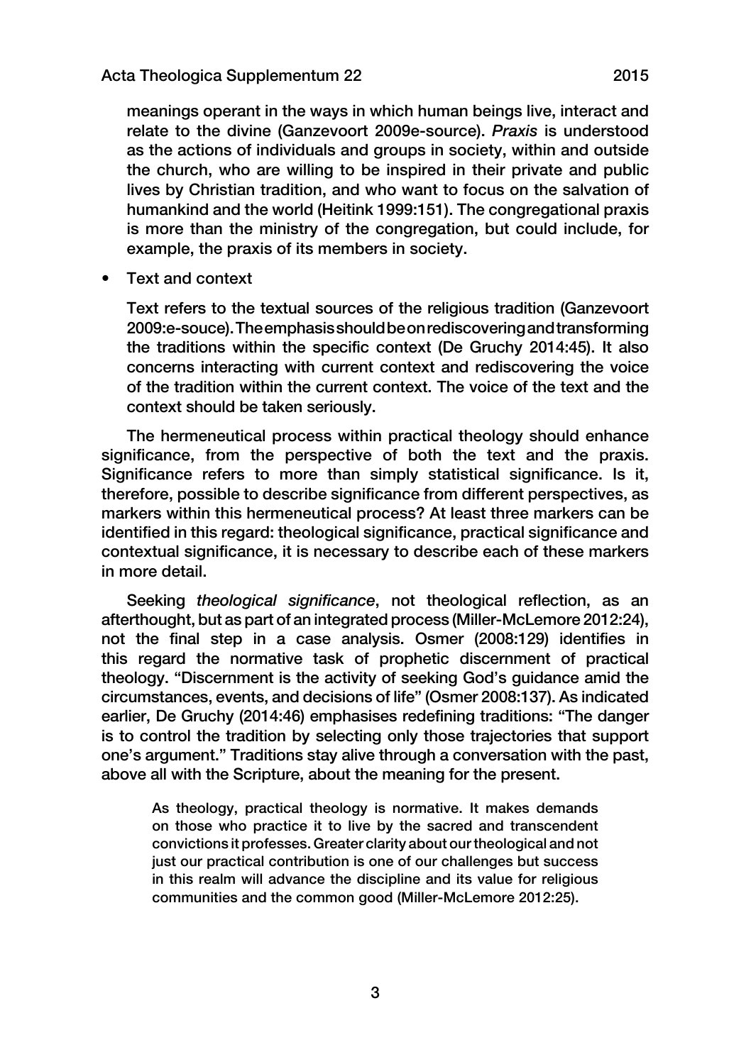meanings operant in the ways in which human beings live, interact and relate to the divine (Ganzevoort 2009e-source). *Praxis* is understood as the actions of individuals and groups in society, within and outside the church, who are willing to be inspired in their private and public lives by Christian tradition, and who want to focus on the salvation of humankind and the world (Heitink 1999:151). The congregational praxis is more than the ministry of the congregation, but could include, for example, the praxis of its members in society.

- Text and context

  Text refers to the textual sources of the religious tradition (Ganzevoort 2009:e-souce). The emphasis should be on rediscovering and transforming the traditions within the specific context (De Gruchy 2014:45). It also concerns interacting with current context and rediscovering the voice of the tradition within the current context. The voice of the text and the context should be taken seriously.

The hermeneutical process within practical theology should enhance significance, from the perspective of both the text and the praxis. Significance refers to more than simply statistical significance. Is it, therefore, possible to describe significance from different perspectives, as markers within this hermeneutical process? At least three markers can be identified in this regard: theological significance, practical significance and contextual significance, it is necessary to describe each of these markers in more detail.

Seeking *theological significance*, not theological reflection, as an afterthought, but as part of an integrated process (Miller-McLemore 2012:24), not the final step in a case analysis. Osmer (2008:129) identifies in this regard the normative task of prophetic discernment of practical theology. "Discernment is the activity of seeking God's guidance amid the circumstances, events, and decisions of life" (Osmer 2008:137). As indicated earlier, De Gruchy (2014:46) emphasises redefining traditions: "The danger is to control the tradition by selecting only those trajectories that support one's argument." Traditions stay alive through a conversation with the past, above all with the Scripture, about the meaning for the present.

> As theology, practical theology is normative. It makes demands on those who practice it to live by the sacred and transcendent convictions it professes. Greater clarity about our theological and not just our practical contribution is one of our challenges but success in this realm will advance the discipline and its value for religious communities and the common good (Miller-McLemore 2012:25).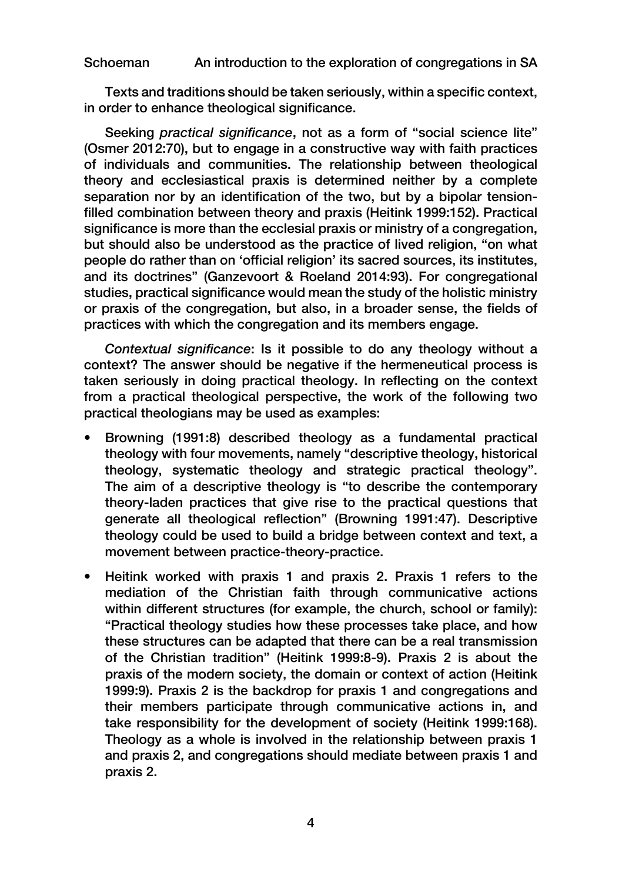Texts and traditions should be taken seriously, within a specific context, in order to enhance theological significance.

Seeking *practical significance*, not as a form of "social science lite" (Osmer 2012:70), but to engage in a constructive way with faith practices of individuals and communities. The relationship between theological theory and ecclesiastical praxis is determined neither by a complete separation nor by an identification of the two, but by a bipolar tension-filled combination between theory and praxis (Heitink 1999:152). Practical significance is more than the ecclesial praxis or ministry of a congregation, but should also be understood as the practice of lived religion, "on what people do rather than on 'official religion' its sacred sources, its institutes, and its doctrines" (Ganzevoort & Roeland 2014:93). For congregational studies, practical significance would mean the study of the holistic ministry or praxis of the congregation, but also, in a broader sense, the fields of practices with which the congregation and its members engage.

*Contextual significance*: Is it possible to do any theology without a context? The answer should be negative if the hermeneutical process is taken seriously in doing practical theology. In reflecting on the context from a practical theological perspective, the work of the following two practical theologians may be used as examples:

- Browning (1991:8) described theology as a fundamental practical theology with four movements, namely "descriptive theology, historical theology, systematic theology and strategic practical theology". The aim of a descriptive theology is "to describe the contemporary theory-laden practices that give rise to the practical questions that generate all theological reflection" (Browning 1991:47). Descriptive theology could be used to build a bridge between context and text, a movement between practice-theory-practice.
- Heitink worked with praxis 1 and praxis 2. Praxis 1 refers to the mediation of the Christian faith through communicative actions within different structures (for example, the church, school or family): "Practical theology studies how these processes take place, and how these structures can be adapted that there can be a real transmission of the Christian tradition" (Heitink 1999:8-9). Praxis 2 is about the praxis of the modern society, the domain or context of action (Heitink 1999:9). Praxis 2 is the backdrop for praxis 1 and congregations and their members participate through communicative actions in, and take responsibility for the development of society (Heitink 1999:168). Theology as a whole is involved in the relationship between praxis 1 and praxis 2, and congregations should mediate between praxis 1 and praxis 2.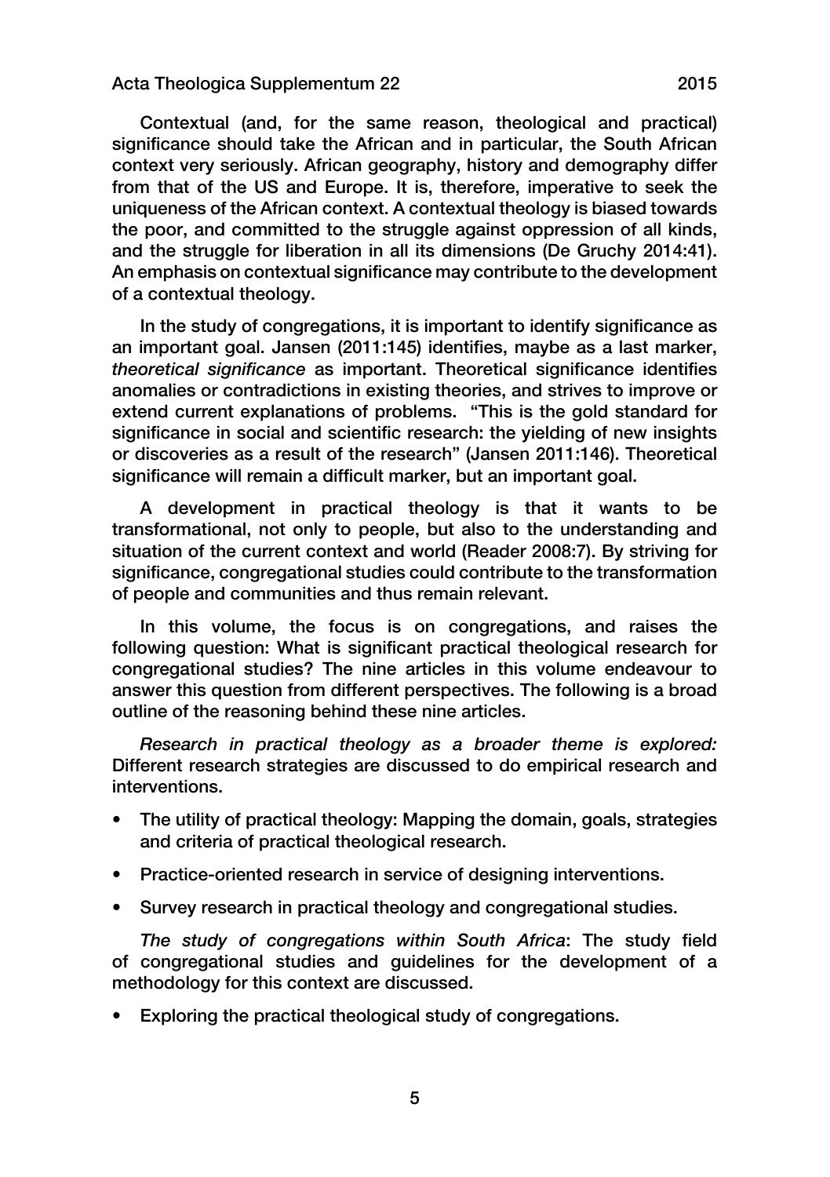Contextual (and, for the same reason, theological and practical) significance should take the African and in particular, the South African context very seriously. African geography, history and demography differ from that of the US and Europe. It is, therefore, imperative to seek the uniqueness of the African context. A contextual theology is biased towards the poor, and committed to the struggle against oppression of all kinds, and the struggle for liberation in all its dimensions (De Gruchy 2014:41). An emphasis on contextual significance may contribute to the development of a contextual theology.

In the study of congregations, it is important to identify significance as an important goal. Jansen (2011:145) identifies, maybe as a last marker, *theoretical significance* as important. Theoretical significance identifies anomalies or contradictions in existing theories, and strives to improve or extend current explanations of problems. "This is the gold standard for significance in social and scientific research: the yielding of new insights or discoveries as a result of the research" (Jansen 2011:146). Theoretical significance will remain a difficult marker, but an important goal.

A development in practical theology is that it wants to be transformational, not only to people, but also to the understanding and situation of the current context and world (Reader 2008:7). By striving for significance, congregational studies could contribute to the transformation of people and communities and thus remain relevant.

In this volume, the focus is on congregations, and raises the following question: What is significant practical theological research for congregational studies? The nine articles in this volume endeavour to answer this question from different perspectives. The following is a broad outline of the reasoning behind these nine articles.

*Research in practical theology as a broader theme is explored:* Different research strategies are discussed to do empirical research and interventions.

- The utility of practical theology: Mapping the domain, goals, strategies and criteria of practical theological research.
- Practice-oriented research in service of designing interventions.
- Survey research in practical theology and congregational studies.

*The study of congregations within South Africa*: The study field of congregational studies and guidelines for the development of a methodology for this context are discussed.

- Exploring the practical theological study of congregations.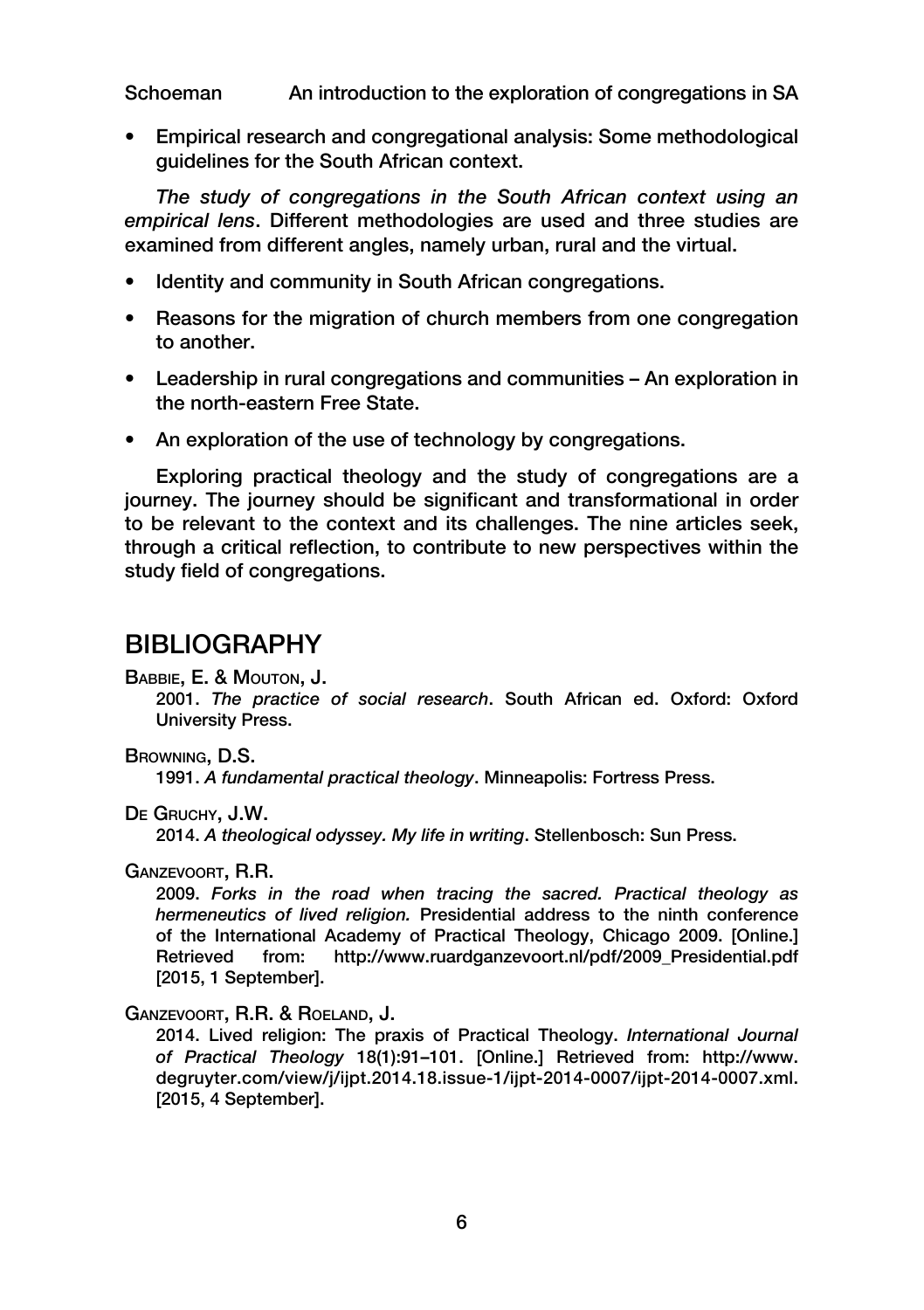- Empirical research and congregational analysis: Some methodological guidelines for the South African context.

*The study of congregations in the South African context using an empirical lens*. Different methodologies are used and three studies are examined from different angles, namely urban, rural and the virtual.

- Identity and community in South African congregations.
- Reasons for the migration of church members from one congregation to another.
- Leadership in rural congregations and communities – An exploration in the north-eastern Free State.
- An exploration of the use of technology by congregations.

Exploring practical theology and the study of congregations are a journey. The journey should be significant and transformational in order to be relevant to the context and its challenges. The nine articles seek, through a critical reflection, to contribute to new perspectives within the study field of congregations.

## BIBLIOGRAPHY

Babbie, E. & Mouton, J.
2001. *The practice of social research*. South African ed. Oxford: Oxford University Press.

Browning, D.S.
1991. *A fundamental practical theology*. Minneapolis: Fortress Press.

De Gruchy, J.W.
2014. *A theological odyssey. My life in writing*. Stellenbosch: Sun Press.

Ganzevoort, R.R.
2009. *Forks in the road when tracing the sacred. Practical theology as hermeneutics of lived religion.* Presidential address to the ninth conference of the International Academy of Practical Theology, Chicago 2009. [Online.] Retrieved from: http://www.ruardganzevoort.nl/pdf/2009_Presidential.pdf [2015, 1 September].

Ganzevoort, R.R. & Roeland, J.
2014. Lived religion: The praxis of Practical Theology. *International Journal of Practical Theology* 18(1):91–101. [Online.] Retrieved from: http://www.degruyter.com/view/j/ijpt.2014.18.issue-1/ijpt-2014-0007/ijpt-2014-0007.xml. [2015, 4 September].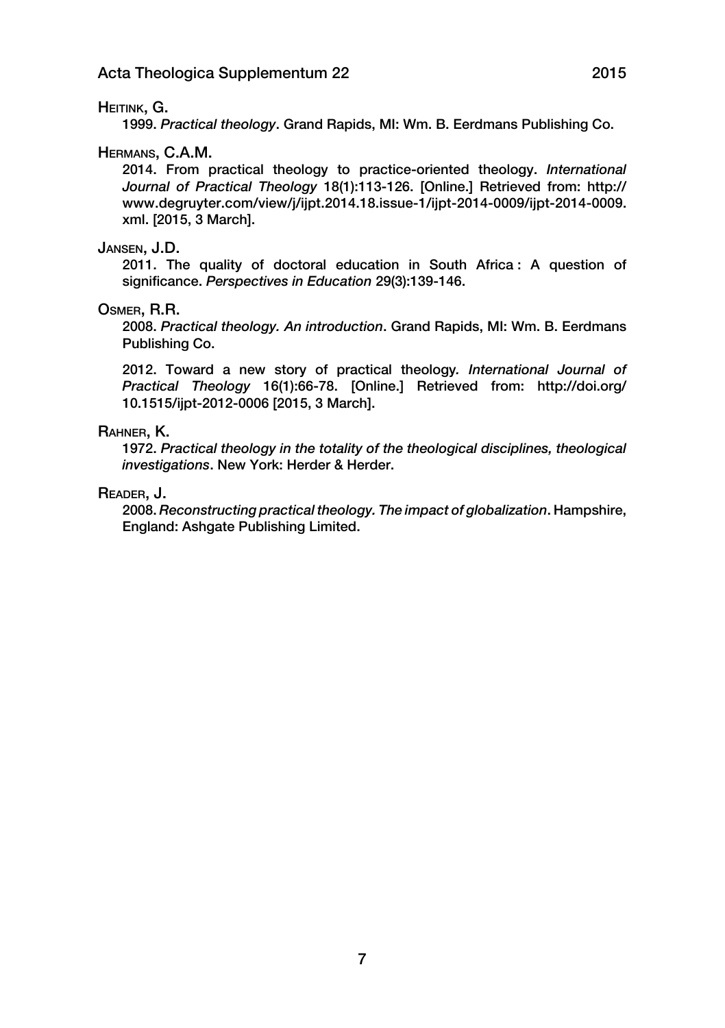HEITINK, G.

1999. *Practical theology*. Grand Rapids, MI: Wm. B. Eerdmans Publishing Co.

HERMANS, C.A.M.

2014. From practical theology to practice-oriented theology. *International Journal of Practical Theology* 18(1):113-126. [Online.] Retrieved from: http://www.degruyter.com/view/j/ijpt.2014.18.issue-1/ijpt-2014-0009/ijpt-2014-0009.xml. [2015, 3 March].

JANSEN, J.D.

2011. The quality of doctoral education in South Africa : A question of significance. *Perspectives in Education* 29(3):139-146.

OSMER, R.R.

2008. *Practical theology. An introduction*. Grand Rapids, MI: Wm. B. Eerdmans Publishing Co.

2012. Toward a new story of practical theology. *International Journal of Practical Theology* 16(1):66-78. [Online.] Retrieved from: http://doi.org/10.1515/ijpt-2012-0006 [2015, 3 March].

RAHNER, K.

1972. *Practical theology in the totality of the theological disciplines, theological investigations*. New York: Herder & Herder.

READER, J.

2008. *Reconstructing practical theology. The impact of globalization*. Hampshire, England: Ashgate Publishing Limited.